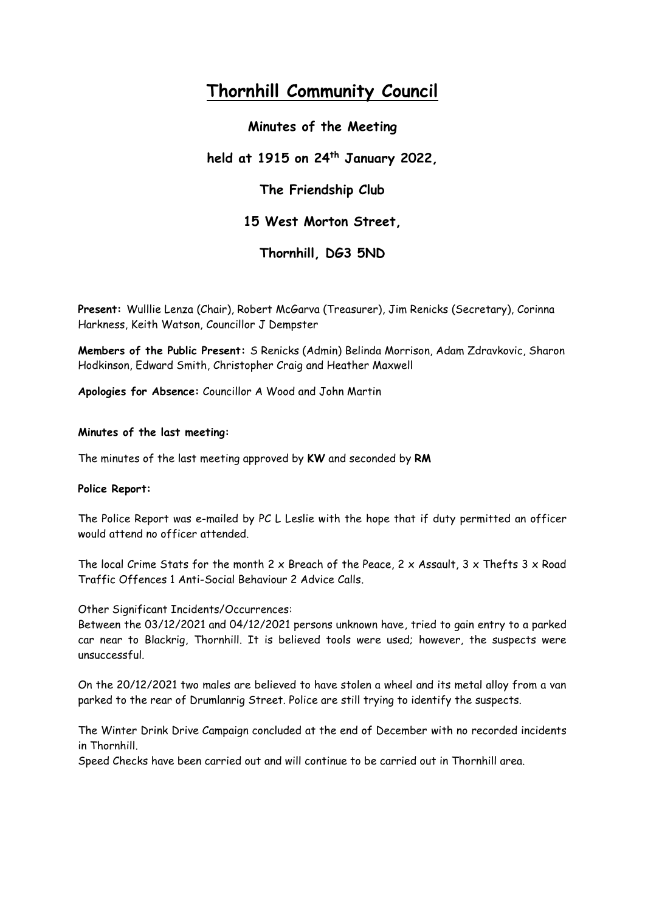# Thornhill Community Council

**Minutes of the Meeting**

**held at 1915 on 24th January 2022,**

**The Friendship Club**

**15 West Morton Street,**

**Thornhill, DG3 5ND**

**Present:** Wulllie Lenza (Chair), Robert McGarva (Treasurer), Jim Renicks (Secretary), Corinna Harkness, Keith Watson, Councillor J Dempster

**Members of the Public Present:** S Renicks (Admin) Belinda Morrison, Adam Zdravkovic, Sharon Hodkinson, Edward Smith, Christopher Craig and Heather Maxwell

**Apologies for Absence:** Councillor A Wood and John Martin

**Minutes of the last meeting:**

The minutes of the last meeting approved by **KW** and seconded by **RM**

**Police Report:**

The Police Report was e-mailed by PC L Leslie with the hope that if duty permitted an officer would attend no officer attended.

The local Crime Stats for the month 2 x Breach of the Peace, 2 x Assault, 3 x Thefts 3 x Road Traffic Offences 1 Anti-Social Behaviour 2 Advice Calls.

Other Significant Incidents/Occurrences:
Between the 03/12/2021 and 04/12/2021 persons unknown have, tried to gain entry to a parked car near to Blackrig, Thornhill. It is believed tools were used; however, the suspects were unsuccessful.

On the 20/12/2021 two males are believed to have stolen a wheel and its metal alloy from a van parked to the rear of Drumlanrig Street. Police are still trying to identify the suspects.

The Winter Drink Drive Campaign concluded at the end of December with no recorded incidents in Thornhill.
Speed Checks have been carried out and will continue to be carried out in Thornhill area.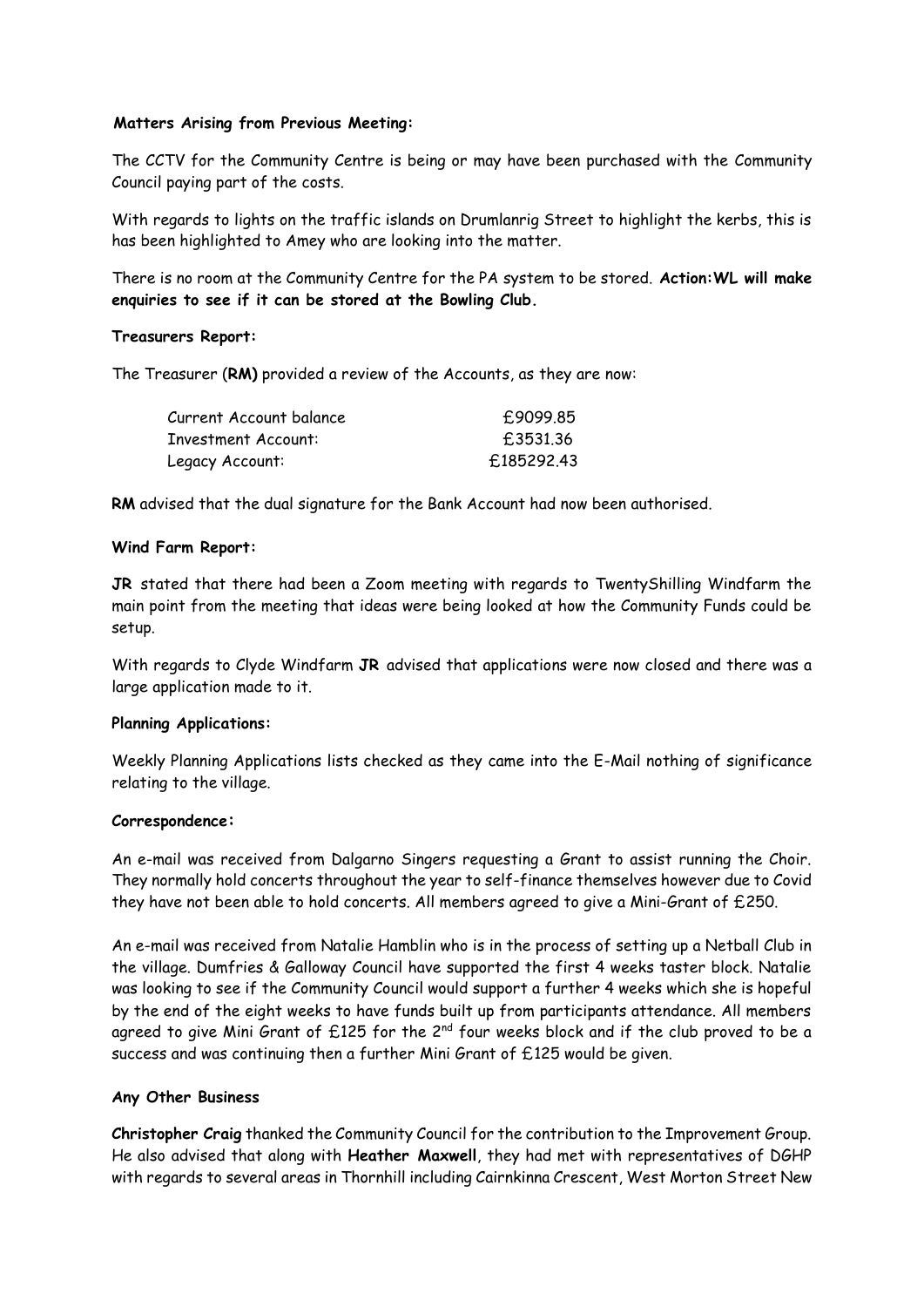**Matters Arising from Previous Meeting:**

The CCTV for the Community Centre is being or may have been purchased with the Community Council paying part of the costs.

With regards to lights on the traffic islands on Drumlanrig Street to highlight the kerbs, this is has been highlighted to Amey who are looking into the matter.

There is no room at the Community Centre for the PA system to be stored. **Action:WL will make enquiries to see if it can be stored at the Bowling Club.**

**Treasurers Report:**

The Treasurer (**RM)** provided a review of the Accounts, as they are now:

| | |
|---|---|
| Current Account balance | £9099.85 |
| Investment Account: | £3531.36 |
| Legacy Account: | £185292.43 |

**RM** advised that the dual signature for the Bank Account had now been authorised.

**Wind Farm Report:**

**JR** stated that there had been a Zoom meeting with regards to TwentyShilling Windfarm the main point from the meeting that ideas were being looked at how the Community Funds could be setup.

With regards to Clyde Windfarm **JR** advised that applications were now closed and there was a large application made to it.

**Planning Applications:**

Weekly Planning Applications lists checked as they came into the E-Mail nothing of significance relating to the village.

**Correspondence:**

An e-mail was received from Dalgarno Singers requesting a Grant to assist running the Choir. They normally hold concerts throughout the year to self-finance themselves however due to Covid they have not been able to hold concerts. All members agreed to give a Mini-Grant of £250.

An e-mail was received from Natalie Hamblin who is in the process of setting up a Netball Club in the village. Dumfries & Galloway Council have supported the first 4 weeks taster block. Natalie was looking to see if the Community Council would support a further 4 weeks which she is hopeful by the end of the eight weeks to have funds built up from participants attendance. All members agreed to give Mini Grant of £125 for the 2nd four weeks block and if the club proved to be a success and was continuing then a further Mini Grant of £125 would be given.

**Any Other Business**

**Christopher Craig** thanked the Community Council for the contribution to the Improvement Group. He also advised that along with **Heather Maxwell**, they had met with representatives of DGHP with regards to several areas in Thornhill including Cairnkinna Crescent, West Morton Street New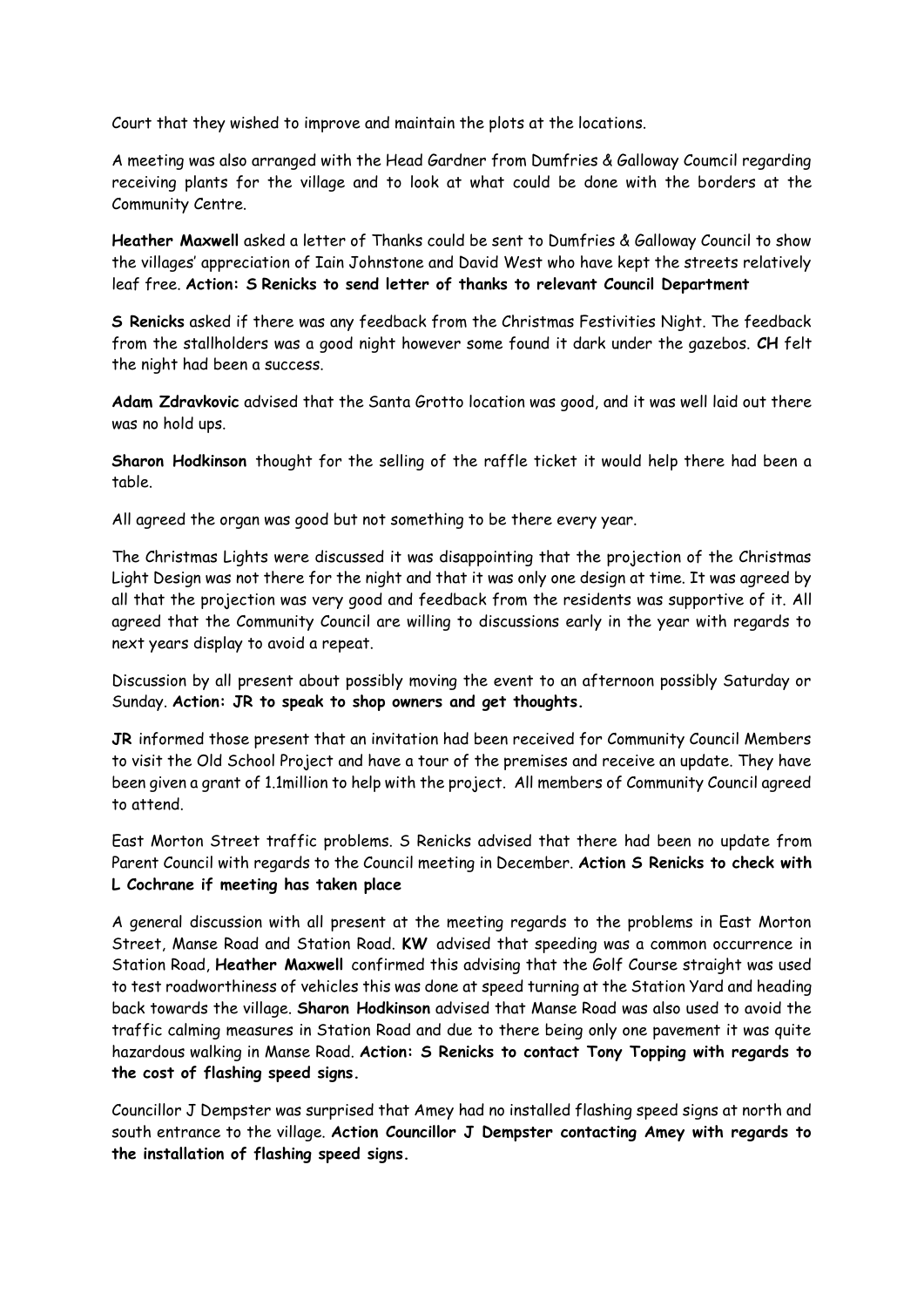Court that they wished to improve and maintain the plots at the locations.

A meeting was also arranged with the Head Gardner from Dumfries & Galloway Coumcil regarding receiving plants for the village and to look at what could be done with the borders at the Community Centre.

**Heather Maxwell** asked a letter of Thanks could be sent to Dumfries & Galloway Council to show the villages' appreciation of Iain Johnstone and David West who have kept the streets relatively leaf free. **Action: S Renicks to send letter of thanks to relevant Council Department**

**S Renicks** asked if there was any feedback from the Christmas Festivities Night. The feedback from the stallholders was a good night however some found it dark under the gazebos. **CH** felt the night had been a success.

**Adam Zdravkovic** advised that the Santa Grotto location was good, and it was well laid out there was no hold ups.

**Sharon Hodkinson** thought for the selling of the raffle ticket it would help there had been a table.

All agreed the organ was good but not something to be there every year.

The Christmas Lights were discussed it was disappointing that the projection of the Christmas Light Design was not there for the night and that it was only one design at time. It was agreed by all that the projection was very good and feedback from the residents was supportive of it. All agreed that the Community Council are willing to discussions early in the year with regards to next years display to avoid a repeat.

Discussion by all present about possibly moving the event to an afternoon possibly Saturday or Sunday. **Action: JR to speak to shop owners and get thoughts.**

**JR** informed those present that an invitation had been received for Community Council Members to visit the Old School Project and have a tour of the premises and receive an update. They have been given a grant of 1.1million to help with the project. All members of Community Council agreed to attend.

East Morton Street traffic problems. S Renicks advised that there had been no update from Parent Council with regards to the Council meeting in December. **Action S Renicks to check with L Cochrane if meeting has taken place**

A general discussion with all present at the meeting regards to the problems in East Morton Street, Manse Road and Station Road. **KW** advised that speeding was a common occurrence in Station Road, **Heather Maxwell** confirmed this advising that the Golf Course straight was used to test roadworthiness of vehicles this was done at speed turning at the Station Yard and heading back towards the village. **Sharon Hodkinson** advised that Manse Road was also used to avoid the traffic calming measures in Station Road and due to there being only one pavement it was quite hazardous walking in Manse Road. **Action: S Renicks to contact Tony Topping with regards to the cost of flashing speed signs.**

Councillor J Dempster was surprised that Amey had no installed flashing speed signs at north and south entrance to the village. **Action Councillor J Dempster contacting Amey with regards to the installation of flashing speed signs.**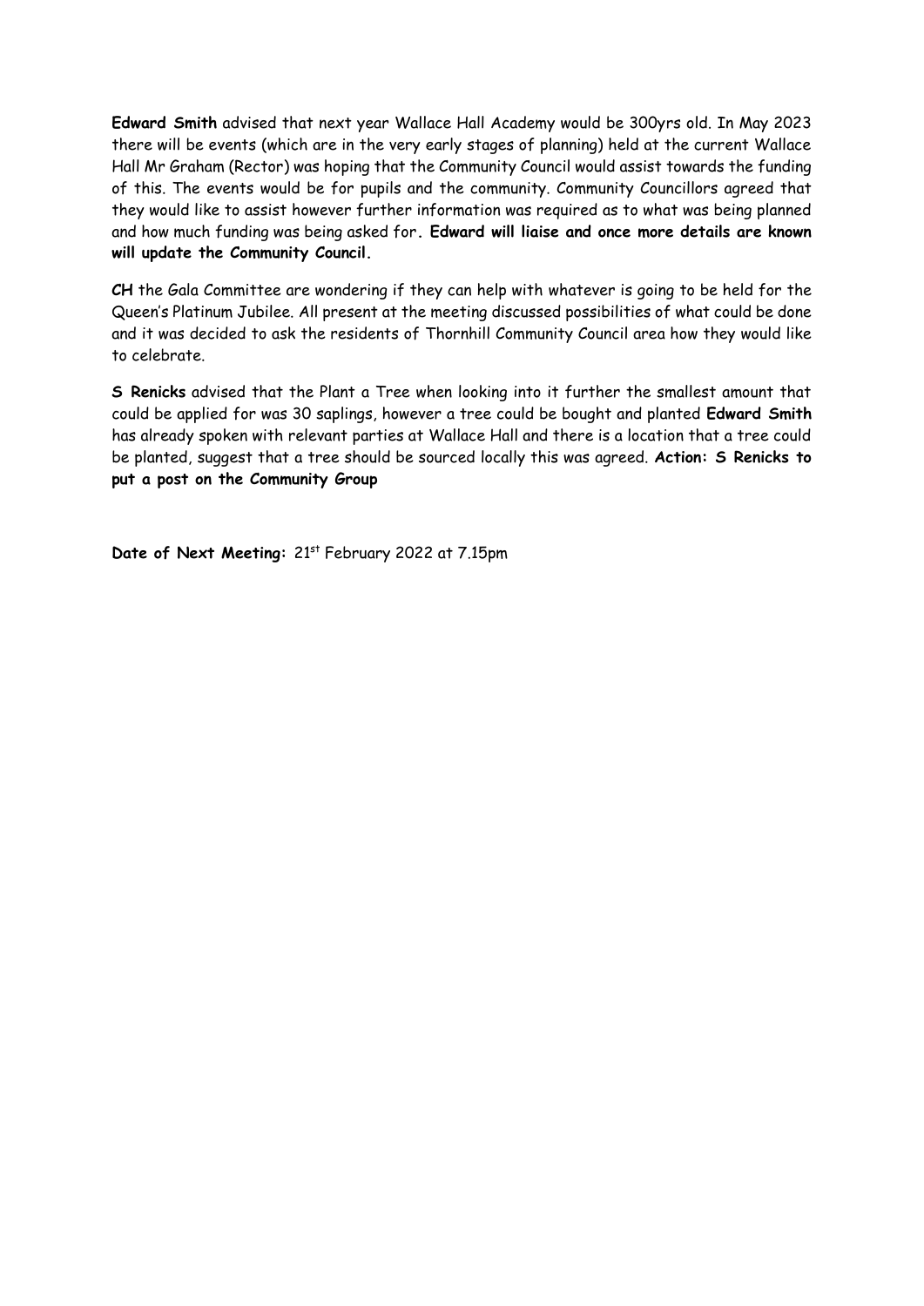**Edward Smith** advised that next year Wallace Hall Academy would be 300yrs old. In May 2023 there will be events (which are in the very early stages of planning) held at the current Wallace Hall Mr Graham (Rector) was hoping that the Community Council would assist towards the funding of this. The events would be for pupils and the community. Community Councillors agreed that they would like to assist however further information was required as to what was being planned and how much funding was being asked for**. Edward will liaise and once more details are known will update the Community Council.**

**CH** the Gala Committee are wondering if they can help with whatever is going to be held for the Queen's Platinum Jubilee. All present at the meeting discussed possibilities of what could be done and it was decided to ask the residents of Thornhill Community Council area how they would like to celebrate.

**S Renicks** advised that the Plant a Tree when looking into it further the smallest amount that could be applied for was 30 saplings, however a tree could be bought and planted **Edward Smith** has already spoken with relevant parties at Wallace Hall and there is a location that a tree could be planted, suggest that a tree should be sourced locally this was agreed. **Action: S Renicks to put a post on the Community Group**

**Date of Next Meeting:** 21st February 2022 at 7.15pm